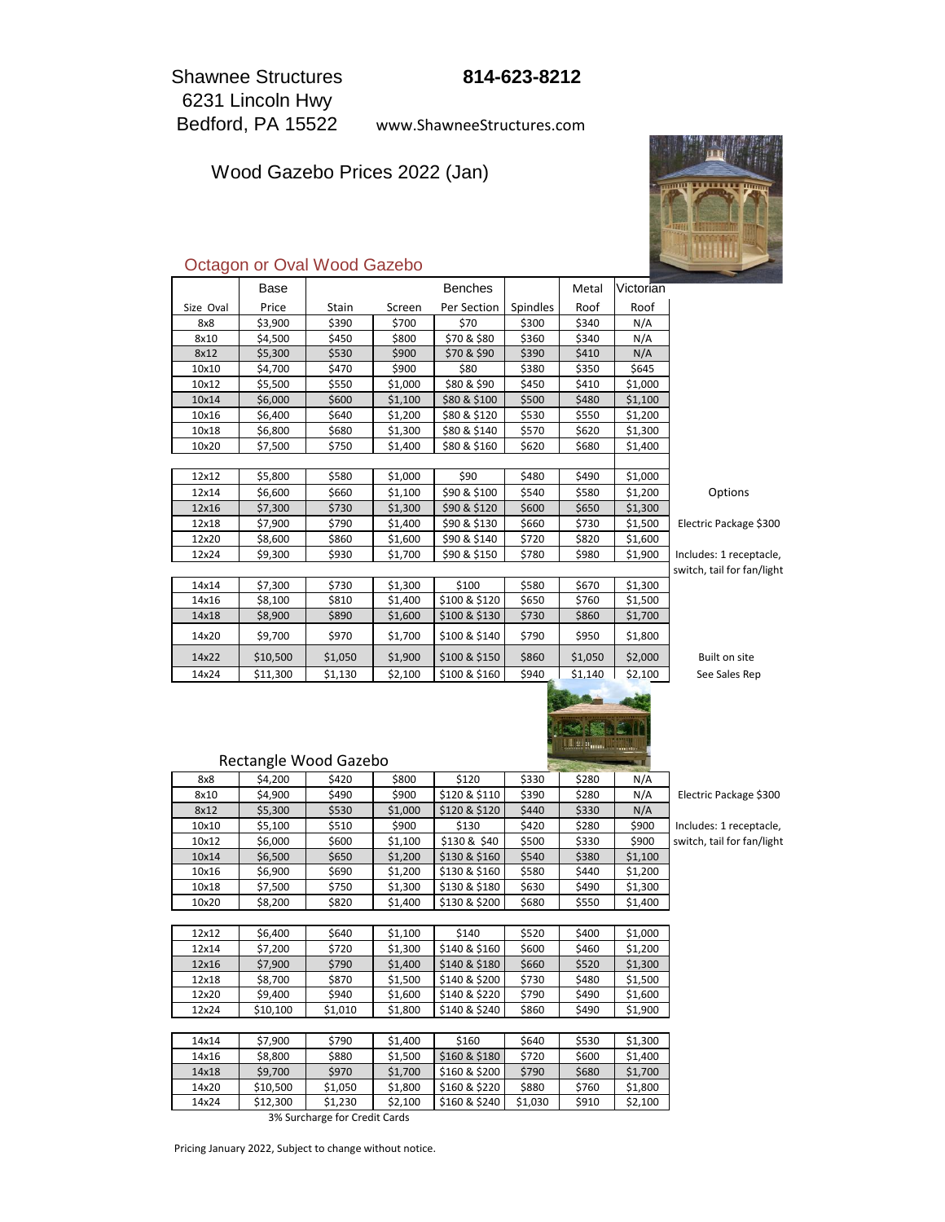Shawnee Structures
6231 Lincoln Hwy
Bedford, PA 15522

**814-623-8212**

www.ShawneeStructures.com

# Wood Gazebo Prices 2022 (Jan)

## Octagon or Oval Wood Gazebo

| Size Oval | Base Price | Stain | Screen | Benches Per Section | Spindles | Metal Roof | Victorian Roof |
|---|---|---|---|---|---|---|---|
| 8x8 | $3,900 | $390 | $700 | $70 | $300 | $340 | N/A |
| 8x10 | $4,500 | $450 | $800 | $70 & $80 | $360 | $340 | N/A |
| 8x12 | $5,300 | $530 | $900 | $70 & $90 | $390 | $410 | N/A |
| 10x10 | $4,700 | $470 | $900 | $80 | $380 | $350 | $645 |
| 10x12 | $5,500 | $550 | $1,000 | $80 & $90 | $450 | $410 | $1,000 |
| 10x14 | $6,000 | $600 | $1,100 | $80 & $100 | $500 | $480 | $1,100 |
| 10x16 | $6,400 | $640 | $1,200 | $80 & $120 | $530 | $550 | $1,200 |
| 10x18 | $6,800 | $680 | $1,300 | $80 & $140 | $570 | $620 | $1,300 |
| 10x20 | $7,500 | $750 | $1,400 | $80 & $160 | $620 | $680 | $1,400 |
| | | | | | | | |
| 12x12 | $5,800 | $580 | $1,000 | $90 | $480 | $490 | $1,000 |
| 12x14 | $6,600 | $660 | $1,100 | $90 & $100 | $540 | $580 | $1,200 |
| 12x16 | $7,300 | $730 | $1,300 | $90 & $120 | $600 | $650 | $1,300 |
| 12x18 | $7,900 | $790 | $1,400 | $90 & $130 | $660 | $730 | $1,500 |
| 12x20 | $8,600 | $860 | $1,600 | $90 & $140 | $720 | $820 | $1,600 |
| 12x24 | $9,300 | $930 | $1,700 | $90 & $150 | $780 | $980 | $1,900 |
| | | | | | | | |
| 14x14 | $7,300 | $730 | $1,300 | $100 | $580 | $670 | $1,300 |
| 14x16 | $8,100 | $810 | $1,400 | $100 & $120 | $650 | $760 | $1,500 |
| 14x18 | $8,900 | $890 | $1,600 | $100 & $130 | $730 | $860 | $1,700 |
| 14x20 | $9,700 | $970 | $1,700 | $100 & $140 | $790 | $950 | $1,800 |
| 14x22 | $10,500 | $1,050 | $1,900 | $100 & $150 | $860 | $1,050 | $2,000 |
| 14x24 | $11,300 | $1,130 | $2,100 | $100 & $160 | $940 | $1,140 | $2,100 |

Options

Electric Package $300

Includes: 1 receptacle, switch, tail for fan/light

Built on site
See Sales Rep

## Rectangle Wood Gazebo

| Size | Base Price | Stain | Screen | Benches Per Section | Spindles | Metal Roof | Victorian Roof |
|---|---|---|---|---|---|---|---|
| 8x8 | $4,200 | $420 | $800 | $120 | $330 | $280 | N/A |
| 8x10 | $4,900 | $490 | $900 | $120 & $110 | $390 | $280 | N/A |
| 8x12 | $5,300 | $530 | $1,000 | $120 & $120 | $440 | $330 | N/A |
| 10x10 | $5,100 | $510 | $900 | $130 | $420 | $280 | $900 |
| 10x12 | $6,000 | $600 | $1,100 | $130 & $40 | $500 | $330 | $900 |
| 10x14 | $6,500 | $650 | $1,200 | $130 & $160 | $540 | $380 | $1,100 |
| 10x16 | $6,900 | $690 | $1,200 | $130 & $160 | $580 | $440 | $1,200 |
| 10x18 | $7,500 | $750 | $1,300 | $130 & $180 | $630 | $490 | $1,300 |
| 10x20 | $8,200 | $820 | $1,400 | $130 & $200 | $680 | $550 | $1,400 |
| | | | | | | | |
| 12x12 | $6,400 | $640 | $1,100 | $140 | $520 | $400 | $1,000 |
| 12x14 | $7,200 | $720 | $1,300 | $140 & $160 | $600 | $460 | $1,200 |
| 12x16 | $7,900 | $790 | $1,400 | $140 & $180 | $660 | $520 | $1,300 |
| 12x18 | $8,700 | $870 | $1,500 | $140 & $200 | $730 | $480 | $1,500 |
| 12x20 | $9,400 | $940 | $1,600 | $140 & $220 | $790 | $490 | $1,600 |
| 12x24 | $10,100 | $1,010 | $1,800 | $140 & $240 | $860 | $490 | $1,900 |
| | | | | | | | |
| 14x14 | $7,900 | $790 | $1,400 | $160 | $640 | $530 | $1,300 |
| 14x16 | $8,800 | $880 | $1,500 | $160 & $180 | $720 | $600 | $1,400 |
| 14x18 | $9,700 | $970 | $1,700 | $160 & $200 | $790 | $680 | $1,700 |
| 14x20 | $10,500 | $1,050 | $1,800 | $160 & $220 | $880 | $760 | $1,800 |
| 14x24 | $12,300 | $1,230 | $2,100 | $160 & $240 | $1,030 | $910 | $2,100 |

Electric Package $300

Includes: 1 receptacle, switch, tail for fan/light

3% Surcharge for Credit Cards

Pricing January 2022, Subject to change without notice.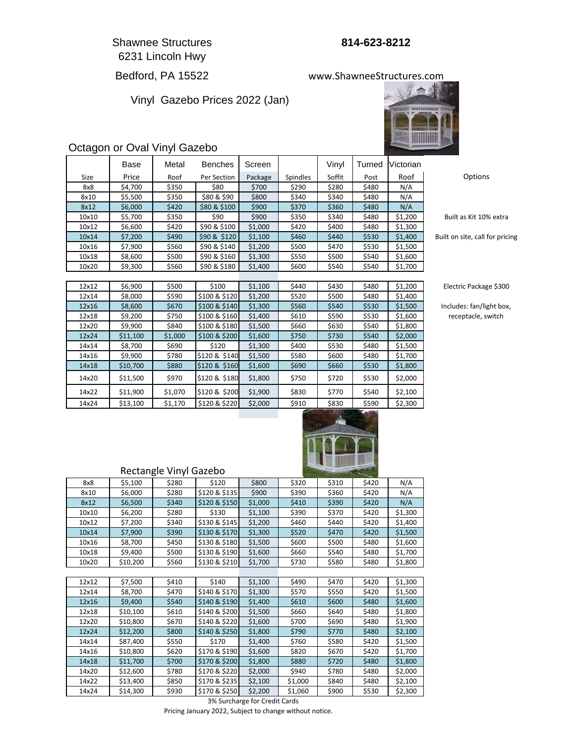Shawnee Structures
6231 Lincoln Hwy
Bedford, PA 15522

**814-623-8212**

www.ShawneeStructures.com

## Vinyl Gazebo Prices 2022 (Jan)

### Octagon or Oval Vinyl Gazebo

| Size | Base Price | Metal Roof | Benches Per Section | Screen Package | Spindles | Vinyl Soffit | Turned Post | Victorian Roof |
|---|---|---|---|---|---|---|---|---|
| 8x8 | $4,700 | $350 | $80 | $700 | $290 | $280 | $480 | N/A |
| 8x10 | $5,500 | $350 | $80 & $90 | $800 | $340 | $340 | $480 | N/A |
| 8x12 | $6,000 | $420 | $80 & $100 | $900 | $370 | $360 | $480 | N/A |
| 10x10 | $5,700 | $350 | $90 | $900 | $350 | $340 | $480 | $1,200 |
| 10x12 | $6,600 | $420 | $90 & $100 | $1,000 | $420 | $400 | $480 | $1,300 |
| 10x14 | $7,200 | $490 | $90 & $120 | $1,100 | $460 | $440 | $530 | $1,400 |
| 10x16 | $7,900 | $560 | $90 & $140 | $1,200 | $500 | $470 | $530 | $1,500 |
| 10x18 | $8,600 | $500 | $90 & $160 | $1,300 | $550 | $500 | $540 | $1,600 |
| 10x20 | $9,300 | $560 | $90 & $180 | $1,400 | $600 | $540 | $540 | $1,700 |
| 12x12 | $6,900 | $500 | $100 | $1,100 | $440 | $430 | $480 | $1,200 |
| 12x14 | $8,000 | $590 | $100 & $120 | $1,200 | $520 | $500 | $480 | $1,400 |
| 12x16 | $8,600 | $670 | $100 & $140 | $1,300 | $560 | $540 | $530 | $1,500 |
| 12x18 | $9,200 | $750 | $100 & $160 | $1,400 | $610 | $590 | $530 | $1,600 |
| 12x20 | $9,900 | $840 | $100 & $180 | $1,500 | $660 | $630 | $540 | $1,800 |
| 12x24 | $11,100 | $1,000 | $100 & $200 | $1,600 | $750 | $730 | $540 | $2,000 |
| 14x14 | $8,700 | $690 | $120 | $1,300 | $400 | $530 | $480 | $1,500 |
| 14x16 | $9,900 | $780 | $120 & $140 | $1,500 | $580 | $600 | $480 | $1,700 |
| 14x18 | $10,700 | $880 | $120 & $160 | $1,600 | $690 | $660 | $530 | $1,800 |
| 14x20 | $11,500 | $970 | $120 & $180 | $1,800 | $750 | $720 | $530 | $2,000 |
| 14x22 | $11,900 | $1,070 | $120 & $200 | $1,900 | $830 | $770 | $540 | $2,100 |
| 14x24 | $13,100 | $1,170 | $120 & $220 | $2,000 | $910 | $830 | $590 | $2,300 |

**Options**

Built as Kit 10% extra

Built on site, call for pricing

Electric Package $300

Includes: fan/light box, receptacle, switch

### Rectangle Vinyl Gazebo

| Size | Base Price | Metal Roof | Benches Per Section | Screen Package | Spindles | Vinyl Soffit | Turned Post | Victorian Roof |
|---|---|---|---|---|---|---|---|---|
| 8x8 | $5,100 | $280 | $120 | $800 | $320 | $310 | $420 | N/A |
| 8x10 | $6,000 | $280 | $120 & $135 | $900 | $390 | $360 | $420 | N/A |
| 8x12 | $6,500 | $340 | $120 & $150 | $1,000 | $410 | $390 | $420 | N/A |
| 10x10 | $6,200 | $280 | $130 | $1,100 | $390 | $370 | $420 | $1,300 |
| 10x12 | $7,200 | $340 | $130 & $145 | $1,200 | $460 | $440 | $420 | $1,400 |
| 10x14 | $7,900 | $390 | $130 & $170 | $1,300 | $520 | $470 | $420 | $1,500 |
| 10x16 | $8,700 | $450 | $130 & $180 | $1,500 | $600 | $500 | $480 | $1,600 |
| 10x18 | $9,400 | $500 | $130 & $190 | $1,600 | $660 | $540 | $480 | $1,700 |
| 10x20 | $10,200 | $560 | $130 & $210 | $1,700 | $730 | $580 | $480 | $1,800 |
| 12x12 | $7,500 | $410 | $140 | $1,100 | $490 | $470 | $420 | $1,300 |
| 12x14 | $8,700 | $470 | $140 & $170 | $1,300 | $570 | $550 | $420 | $1,500 |
| 12x16 | $9,400 | $540 | $140 & $190 | $1,400 | $610 | $600 | $480 | $1,600 |
| 12x18 | $10,100 | $610 | $140 & $200 | $1,500 | $660 | $640 | $480 | $1,800 |
| 12x20 | $10,800 | $670 | $140 & $220 | $1,600 | $700 | $690 | $480 | $1,900 |
| 12x24 | $12,200 | $800 | $140 & $250 | $1,800 | $790 | $770 | $480 | $2,100 |
| 14x14 | $87,400 | $550 | $170 | $1,400 | $760 | $580 | $420 | $1,500 |
| 14x16 | $10,800 | $620 | $170 & $190 | $1,600 | $820 | $670 | $420 | $1,700 |
| 14x18 | $11,700 | $700 | $170 & $200 | $1,800 | $880 | $720 | $480 | $1,800 |
| 14x20 | $12,600 | $780 | $170 & $220 | $2,000 | $940 | $780 | $480 | $2,000 |
| 14x22 | $13,400 | $850 | $170 & $235 | $2,100 | $1,000 | $840 | $480 | $2,100 |
| 14x24 | $14,300 | $930 | $170 & $250 | $2,200 | $1,060 | $900 | $530 | $2,300 |

3% Surcharge for Credit Cards

Pricing January 2022, Subject to change without notice.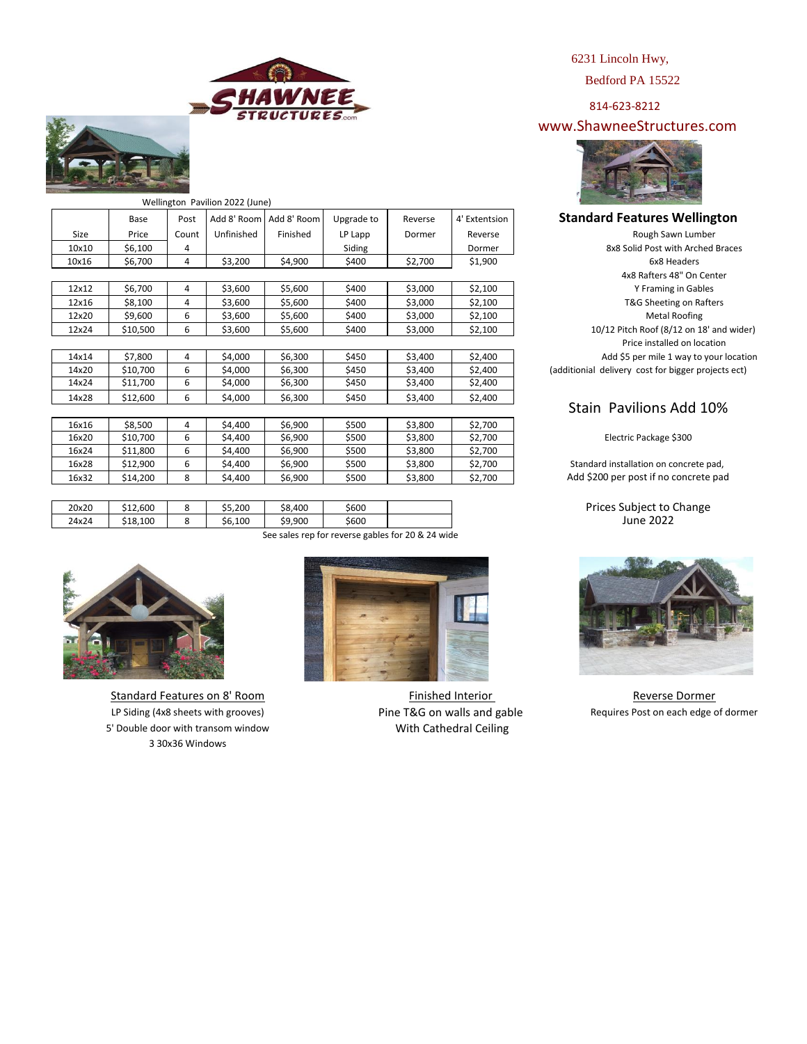6231 Lincoln Hwy,

Bedford PA 15522

814-623-8212

www.ShawneeStructures.com

Wellington Pavilion 2022 (June)

| Size | Base Price | Post Count | Add 8' Room Unfinished | Add 8' Room Finished | Upgrade to LP Lapp Siding | Reverse Dormer | 4' Extentsion Reverse Dormer |
|---|---|---|---|---|---|---|---|
| 10x10 | $6,100 | 4 | | | | | |
| 10x16 | $6,700 | 4 | $3,200 | $4,900 | $400 | $2,700 | $1,900 |
| | | | | | | | |
| 12x12 | $6,700 | 4 | $3,600 | $5,600 | $400 | $3,000 | $2,100 |
| 12x16 | $8,100 | 4 | $3,600 | $5,600 | $400 | $3,000 | $2,100 |
| 12x20 | $9,600 | 6 | $3,600 | $5,600 | $400 | $3,000 | $2,100 |
| 12x24 | $10,500 | 6 | $3,600 | $5,600 | $400 | $3,000 | $2,100 |
| | | | | | | | |
| 14x14 | $7,800 | 4 | $4,000 | $6,300 | $450 | $3,400 | $2,400 |
| 14x20 | $10,700 | 6 | $4,000 | $6,300 | $450 | $3,400 | $2,400 |
| 14x24 | $11,700 | 6 | $4,000 | $6,300 | $450 | $3,400 | $2,400 |
| 14x28 | $12,600 | 6 | $4,000 | $6,300 | $450 | $3,400 | $2,400 |
| | | | | | | | |
| 16x16 | $8,500 | 4 | $4,400 | $6,900 | $500 | $3,800 | $2,700 |
| 16x20 | $10,700 | 6 | $4,400 | $6,900 | $500 | $3,800 | $2,700 |
| 16x24 | $11,800 | 6 | $4,400 | $6,900 | $500 | $3,800 | $2,700 |
| 16x28 | $12,900 | 6 | $4,400 | $6,900 | $500 | $3,800 | $2,700 |
| 16x32 | $14,200 | 8 | $4,400 | $6,900 | $500 | $3,800 | $2,700 |
| | | | | | | | |
| 20x20 | $12,600 | 8 | $5,200 | $8,400 | $600 | | |
| 24x24 | $18,100 | 8 | $6,100 | $9,900 | $600 | | |

See sales rep for reverse gables for 20 & 24 wide

## Standard Features Wellington

Rough Sawn Lumber
8x8 Solid Post with Arched Braces
6x8 Headers
4x8 Rafters 48" On Center
Y Framing in Gables
T&G Sheeting on Rafters
Metal Roofing
10/12 Pitch Roof (8/12 on 18' and wider)
Price installed on location
Add $5 per mile 1 way to your location
(additionial delivery cost for bigger projects ect)

## Stain Pavilions Add 10%

Electric Package $300

Standard installation on concrete pad,
Add $200 per post if no concrete pad

Prices Subject to Change
June 2022

**Standard Features on 8' Room**

LP Siding (4x8 sheets with grooves)
5' Double door with transom window
3 30x36 Windows

**Finished Interior**

Pine T&G on walls and gable
With Cathedral Ceiling

**Reverse Dormer**

Requires Post on each edge of dormer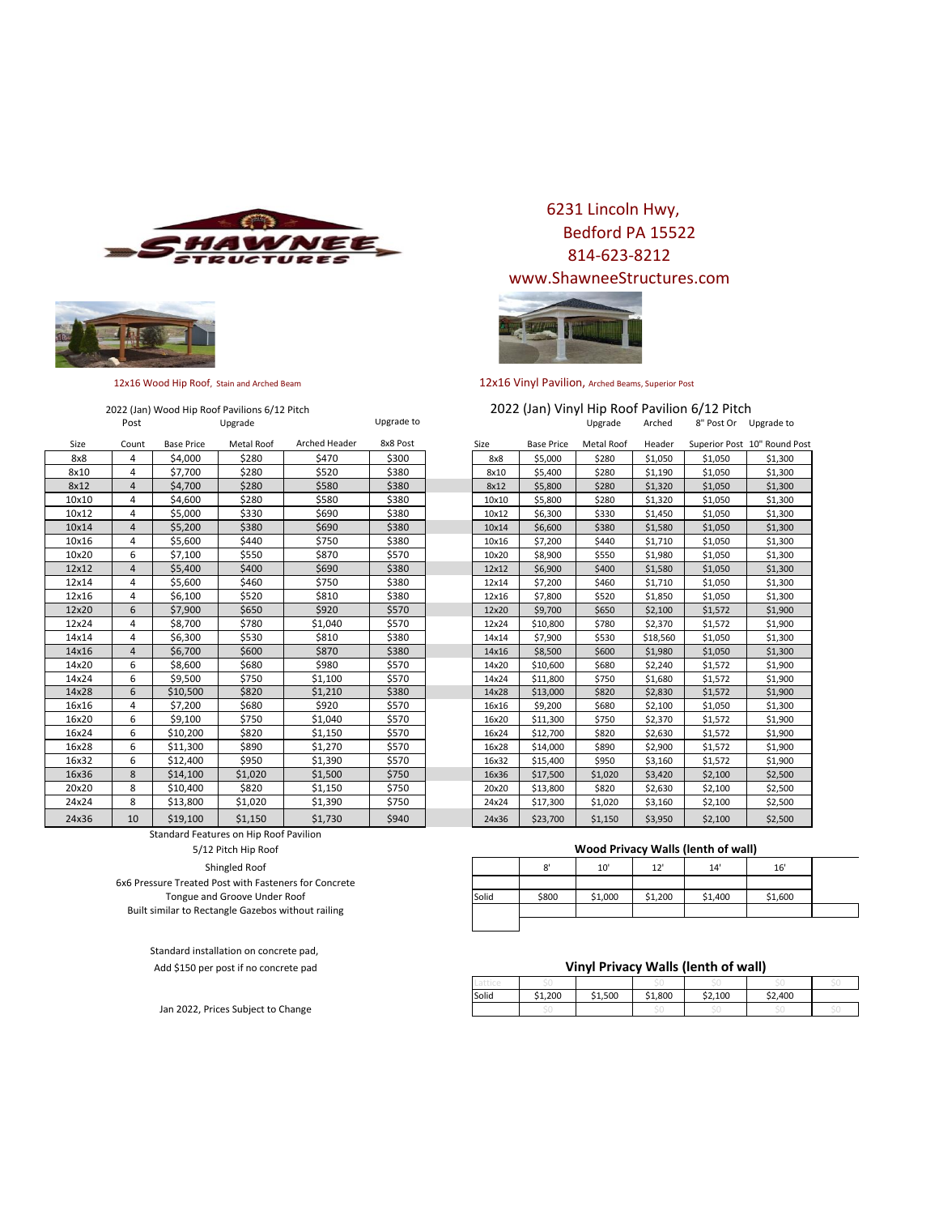**SHAWNEE STRUCTURES**

6231 Lincoln Hwy,
Bedford PA 15522
814-623-8212
www.ShawneeStructures.com

12x16 Wood Hip Roof, Stain and Arched Beam

12x16 Vinyl Pavilion, Arched Beams, Superior Post

## 2022 (Jan) Wood Hip Roof Pavilions 6/12 Pitch

| Size | Post Count | Base Price | Upgrade Metal Roof | Arched Header | Upgrade to 8x8 Post |
|---|---|---|---|---|---|
| 8x8 | 4 | $4,000 | $280 | $470 | $300 |
| 8x10 | 4 | $7,700 | $280 | $520 | $380 |
| 8x12 | 4 | $4,700 | $280 | $580 | $380 |
| 10x10 | 4 | $4,600 | $280 | $580 | $380 |
| 10x12 | 4 | $5,000 | $330 | $690 | $380 |
| 10x14 | 4 | $5,200 | $380 | $690 | $380 |
| 10x16 | 4 | $5,600 | $440 | $750 | $380 |
| 10x20 | 6 | $7,100 | $550 | $870 | $570 |
| 12x12 | 4 | $5,400 | $400 | $690 | $380 |
| 12x14 | 4 | $5,600 | $460 | $750 | $380 |
| 12x16 | 4 | $6,100 | $520 | $810 | $380 |
| 12x20 | 6 | $7,900 | $650 | $920 | $570 |
| 12x24 | 4 | $8,700 | $780 | $1,040 | $570 |
| 14x14 | 4 | $6,300 | $530 | $810 | $380 |
| 14x16 | 4 | $6,700 | $600 | $870 | $380 |
| 14x20 | 6 | $8,600 | $680 | $980 | $570 |
| 14x24 | 6 | $9,500 | $750 | $1,100 | $570 |
| 14x28 | 6 | $10,500 | $820 | $1,210 | $380 |
| 16x16 | 4 | $7,200 | $680 | $920 | $570 |
| 16x20 | 6 | $9,100 | $750 | $1,040 | $570 |
| 16x24 | 6 | $10,200 | $820 | $1,150 | $570 |
| 16x28 | 6 | $11,300 | $890 | $1,270 | $570 |
| 16x32 | 6 | $12,400 | $950 | $1,390 | $570 |
| 16x36 | 8 | $14,100 | $1,020 | $1,500 | $750 |
| 20x20 | 8 | $10,400 | $820 | $1,150 | $750 |
| 24x24 | 8 | $13,800 | $1,020 | $1,390 | $750 |
| 24x36 | 10 | $19,100 | $1,150 | $1,730 | $940 |

Standard Features on Hip Roof Pavilion

5/12 Pitch Hip Roof

Shingled Roof

6x6 Pressure Treated Post with Fasteners for Concrete

Tongue and Groove Under Roof

Built similar to Rectangle Gazebos without railing

Standard installation on concrete pad,
Add $150 per post if no concrete pad

Jan 2022, Prices Subject to Change

## 2022 (Jan) Vinyl Hip Roof Pavilion 6/12 Pitch

| Size | Base Price | Upgrade Metal Roof | Arched Header | 8" Post Or Superior Post | Upgrade to 10" Round Post |
|---|---|---|---|---|---|
| 8x8 | $5,000 | $280 | $1,050 | $1,050 | $1,300 |
| 8x10 | $5,400 | $280 | $1,190 | $1,050 | $1,300 |
| 8x12 | $5,800 | $280 | $1,320 | $1,050 | $1,300 |
| 10x10 | $5,800 | $280 | $1,320 | $1,050 | $1,300 |
| 10x12 | $6,300 | $330 | $1,450 | $1,050 | $1,300 |
| 10x14 | $6,600 | $380 | $1,580 | $1,050 | $1,300 |
| 10x16 | $7,200 | $440 | $1,710 | $1,050 | $1,300 |
| 10x20 | $8,900 | $550 | $1,980 | $1,050 | $1,300 |
| 12x12 | $6,900 | $400 | $1,580 | $1,050 | $1,300 |
| 12x14 | $7,200 | $460 | $1,710 | $1,050 | $1,300 |
| 12x16 | $7,800 | $520 | $1,850 | $1,050 | $1,300 |
| 12x20 | $9,700 | $650 | $2,100 | $1,572 | $1,900 |
| 12x24 | $10,800 | $780 | $2,370 | $1,572 | $1,900 |
| 14x14 | $7,900 | $530 | $18,560 | $1,050 | $1,300 |
| 14x16 | $8,500 | $600 | $1,980 | $1,050 | $1,300 |
| 14x20 | $10,600 | $680 | $2,240 | $1,572 | $1,900 |
| 14x24 | $11,800 | $750 | $1,680 | $1,572 | $1,900 |
| 14x28 | $13,000 | $820 | $2,830 | $1,572 | $1,900 |
| 16x16 | $9,200 | $680 | $2,100 | $1,050 | $1,300 |
| 16x20 | $11,300 | $750 | $2,370 | $1,572 | $1,900 |
| 16x24 | $12,700 | $820 | $2,630 | $1,572 | $1,900 |
| 16x28 | $14,000 | $890 | $2,900 | $1,572 | $1,900 |
| 16x32 | $15,400 | $950 | $3,160 | $1,572 | $1,900 |
| 16x36 | $17,500 | $1,020 | $3,420 | $2,100 | $2,500 |
| 20x20 | $13,800 | $820 | $2,630 | $2,100 | $2,500 |
| 24x24 | $17,300 | $1,020 | $3,160 | $2,100 | $2,500 |
| 24x36 | $23,700 | $1,150 | $3,950 | $2,100 | $2,500 |

### Wood Privacy Walls (lenth of wall)

| | 8' | 10' | 12' | 14' | 16' |
|---|---|---|---|---|---|
| Solid | $800 | $1,000 | $1,200 | $1,400 | $1,600 |

### Vinyl Privacy Walls (lenth of wall)

| | | | | | | |
|---|---|---|---|---|---|---|
| Lattice | $0 | | $0 | $0 | $0 | $0 |
| Solid | $1,200 | $1,500 | $1,800 | $2,100 | $2,400 | |
| | $0 | | $0 | $0 | $0 | $0 |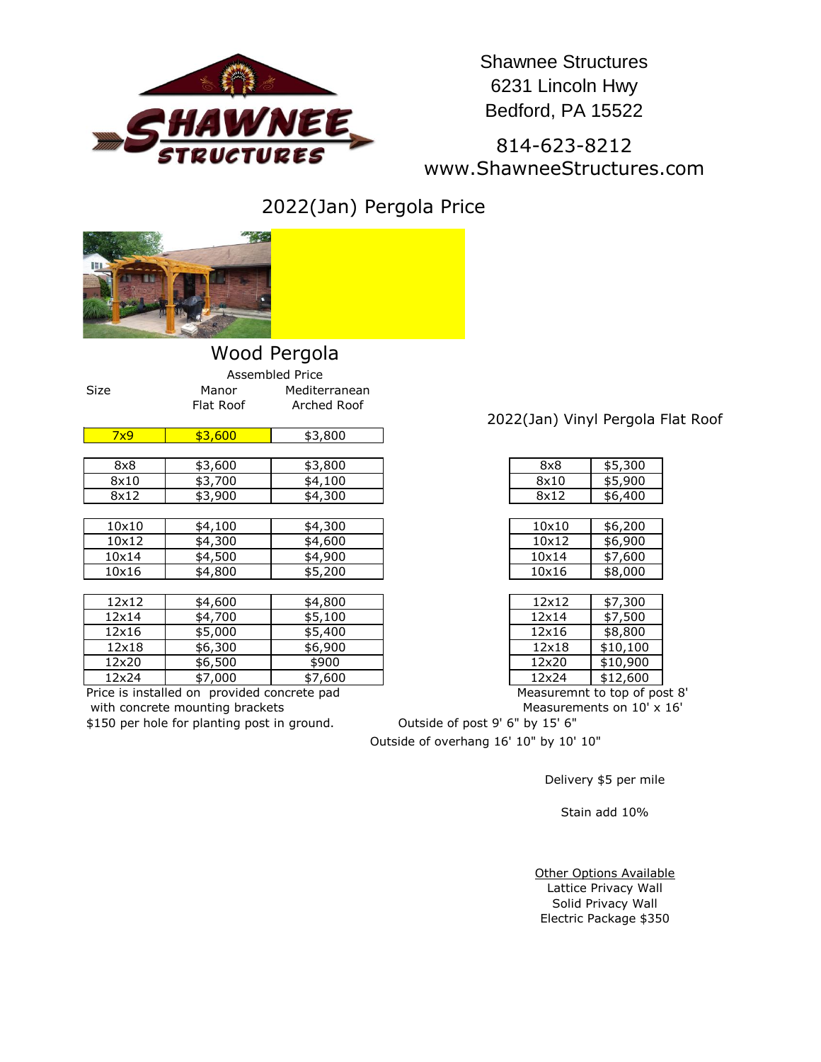Shawnee Structures
6231 Lincoln Hwy
Bedford, PA 15522

814-623-8212
www.ShawneeStructures.com

# 2022(Jan) Pergola Price

## Wood Pergola

| Size | Assembled Price Manor Flat Roof | Mediterranean Arched Roof |
|---|---|---|
| 7x9 | $3,600 | $3,800 |
| 8x8 | $3,600 | $3,800 |
| 8x10 | $3,700 | $4,100 |
| 8x12 | $3,900 | $4,300 |
| 10x10 | $4,100 | $4,300 |
| 10x12 | $4,300 | $4,600 |
| 10x14 | $4,500 | $4,900 |
| 10x16 | $4,800 | $5,200 |
| 12x12 | $4,600 | $4,800 |
| 12x14 | $4,700 | $5,100 |
| 12x16 | $5,000 | $5,400 |
| 12x18 | $6,300 | $6,900 |
| 12x20 | $6,500 | $900 |
| 12x24 | $7,000 | $7,600 |

Price is installed on provided concrete pad
with concrete mounting brackets
$150 per hole for planting post in ground.

## 2022(Jan) Vinyl Pergola Flat Roof

| | |
|---|---|
| 8x8 | $5,300 |
| 8x10 | $5,900 |
| 8x12 | $6,400 |
| 10x10 | $6,200 |
| 10x12 | $6,900 |
| 10x14 | $7,600 |
| 10x16 | $8,000 |
| 12x12 | $7,300 |
| 12x14 | $7,500 |
| 12x16 | $8,800 |
| 12x18 | $10,100 |
| 12x20 | $10,900 |
| 12x24 | $12,600 |

Measuremnt to top of post 8'
Measurements on 10' x 16'
Outside of post 9' 6" by 15' 6"
Outside of overhang 16' 10" by 10' 10"

Delivery $5 per mile

Stain add 10%

Other Options Available
Lattice Privacy Wall
Solid Privacy Wall
Electric Package $350